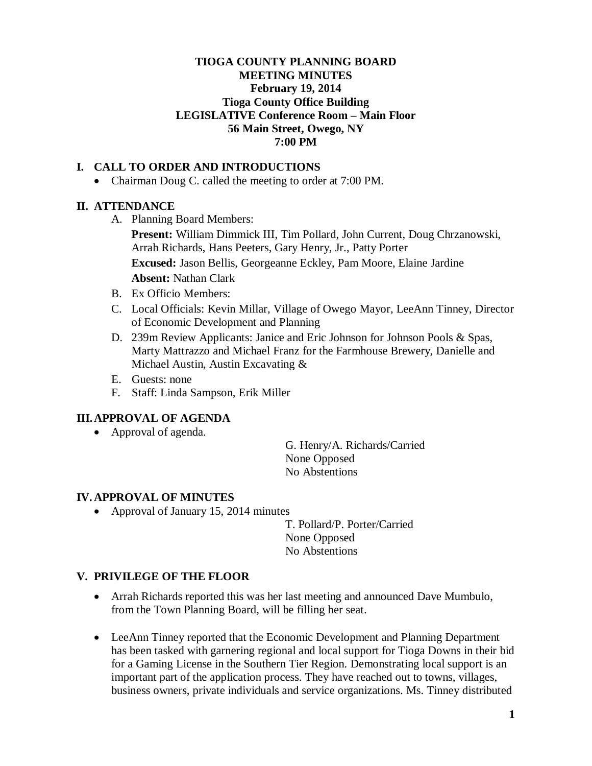# TIOGA COUNTY PLANNING BOARD
## MEETING MINUTES
**February 19, 2014**
**Tioga County Office Building**
**LEGISLATIVE Conference Room – Main Floor**
**56 Main Street, Owego, NY**
**7:00 PM**

## I. CALL TO ORDER AND INTRODUCTIONS

- Chairman Doug C. called the meeting to order at 7:00 PM.

## II. ATTENDANCE

A. Planning Board Members:

**Present:** William Dimmick III, Tim Pollard, John Current, Doug Chrzanowski, Arrah Richards, Hans Peeters, Gary Henry, Jr., Patty Porter

**Excused:** Jason Bellis, Georgeanne Eckley, Pam Moore, Elaine Jardine

**Absent:** Nathan Clark

B. Ex Officio Members:

C. Local Officials: Kevin Millar, Village of Owego Mayor, LeeAnn Tinney, Director of Economic Development and Planning

D. 239m Review Applicants: Janice and Eric Johnson for Johnson Pools & Spas, Marty Mattrazzo and Michael Franz for the Farmhouse Brewery, Danielle and Michael Austin, Austin Excavating &

E. Guests: none

F. Staff: Linda Sampson, Erik Miller

## III. APPROVAL OF AGENDA

- Approval of agenda.

G. Henry/A. Richards/Carried
None Opposed
No Abstentions

## IV. APPROVAL OF MINUTES

- Approval of January 15, 2014 minutes

T. Pollard/P. Porter/Carried
None Opposed
No Abstentions

## V. PRIVILEGE OF THE FLOOR

- Arrah Richards reported this was her last meeting and announced Dave Mumbulo, from the Town Planning Board, will be filling her seat.

- LeeAnn Tinney reported that the Economic Development and Planning Department has been tasked with garnering regional and local support for Tioga Downs in their bid for a Gaming License in the Southern Tier Region. Demonstrating local support is an important part of the application process. They have reached out to towns, villages, business owners, private individuals and service organizations. Ms. Tinney distributed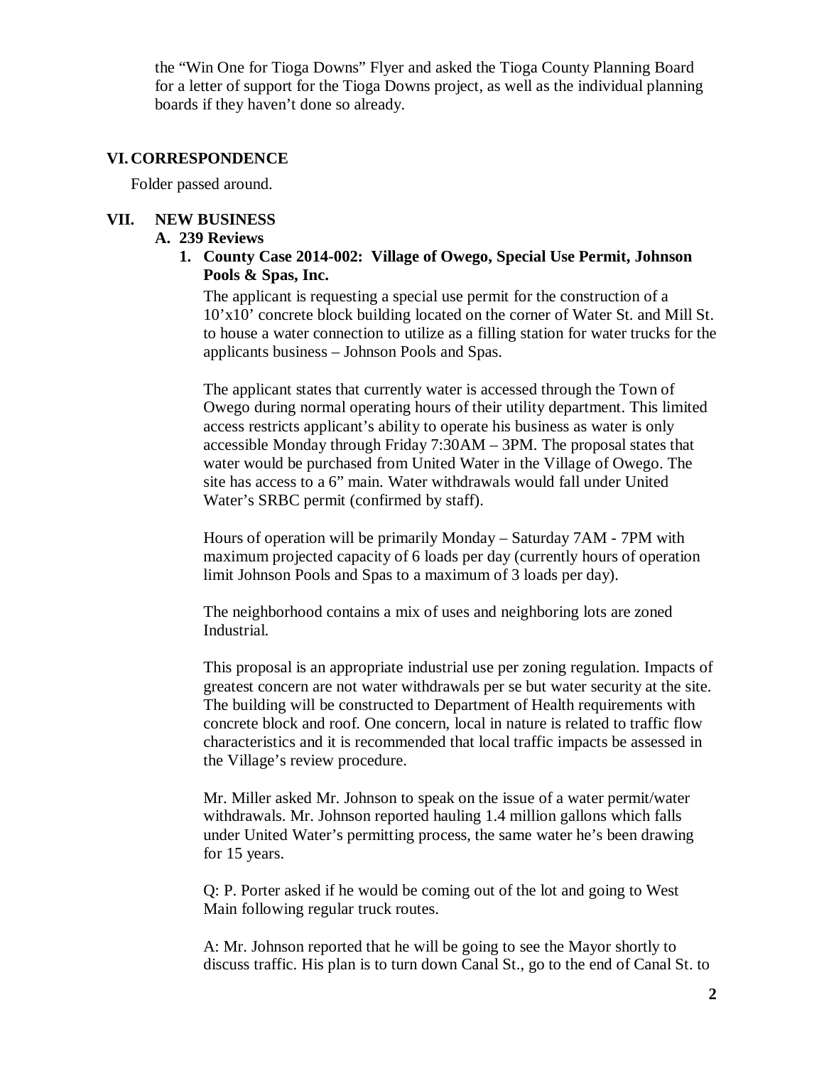the “Win One for Tioga Downs” Flyer and asked the Tioga County Planning Board for a letter of support for the Tioga Downs project, as well as the individual planning boards if they haven’t done so already.

## VI. CORRESPONDENCE

Folder passed around.

## VII. NEW BUSINESS

### A. 239 Reviews

**1. County Case 2014-002: Village of Owego, Special Use Permit, Johnson Pools & Spas, Inc.**

The applicant is requesting a special use permit for the construction of a 10’x10’ concrete block building located on the corner of Water St. and Mill St. to house a water connection to utilize as a filling station for water trucks for the applicants business – Johnson Pools and Spas.

The applicant states that currently water is accessed through the Town of Owego during normal operating hours of their utility department. This limited access restricts applicant’s ability to operate his business as water is only accessible Monday through Friday 7:30AM – 3PM. The proposal states that water would be purchased from United Water in the Village of Owego. The site has access to a 6” main. Water withdrawals would fall under United Water’s SRBC permit (confirmed by staff).

Hours of operation will be primarily Monday – Saturday 7AM - 7PM with maximum projected capacity of 6 loads per day (currently hours of operation limit Johnson Pools and Spas to a maximum of 3 loads per day).

The neighborhood contains a mix of uses and neighboring lots are zoned Industrial.

This proposal is an appropriate industrial use per zoning regulation. Impacts of greatest concern are not water withdrawals per se but water security at the site. The building will be constructed to Department of Health requirements with concrete block and roof. One concern, local in nature is related to traffic flow characteristics and it is recommended that local traffic impacts be assessed in the Village’s review procedure.

Mr. Miller asked Mr. Johnson to speak on the issue of a water permit/water withdrawals. Mr. Johnson reported hauling 1.4 million gallons which falls under United Water’s permitting process, the same water he’s been drawing for 15 years.

Q: P. Porter asked if he would be coming out of the lot and going to West Main following regular truck routes.

A: Mr. Johnson reported that he will be going to see the Mayor shortly to discuss traffic. His plan is to turn down Canal St., go to the end of Canal St. to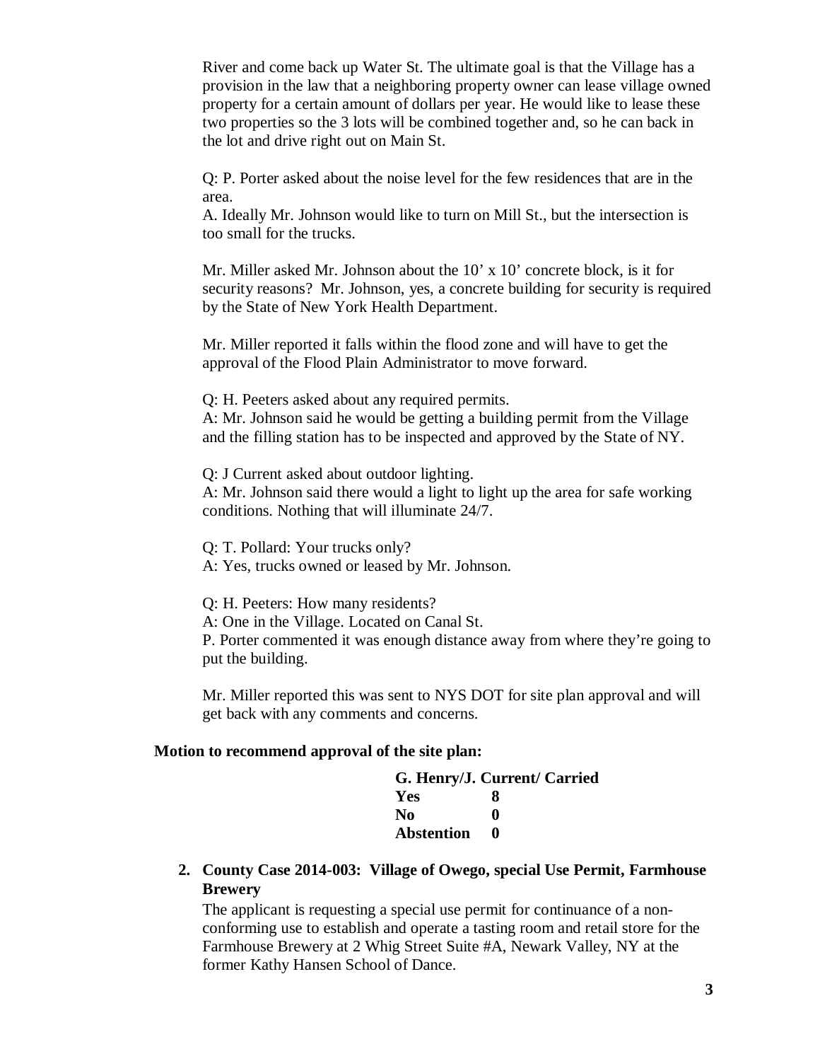River and come back up Water St. The ultimate goal is that the Village has a provision in the law that a neighboring property owner can lease village owned property for a certain amount of dollars per year. He would like to lease these two properties so the 3 lots will be combined together and, so he can back in the lot and drive right out on Main St.

Q: P. Porter asked about the noise level for the few residences that are in the area.
A. Ideally Mr. Johnson would like to turn on Mill St., but the intersection is too small for the trucks.

Mr. Miller asked Mr. Johnson about the 10' x 10' concrete block, is it for security reasons? Mr. Johnson, yes, a concrete building for security is required by the State of New York Health Department.

Mr. Miller reported it falls within the flood zone and will have to get the approval of the Flood Plain Administrator to move forward.

Q: H. Peeters asked about any required permits.
A: Mr. Johnson said he would be getting a building permit from the Village and the filling station has to be inspected and approved by the State of NY.

Q: J Current asked about outdoor lighting.
A: Mr. Johnson said there would a light to light up the area for safe working conditions. Nothing that will illuminate 24/7.

Q: T. Pollard: Your trucks only?
A: Yes, trucks owned or leased by Mr. Johnson.

Q: H. Peeters: How many residents?
A: One in the Village. Located on Canal St.
P. Porter commented it was enough distance away from where they're going to put the building.

Mr. Miller reported this was sent to NYS DOT for site plan approval and will get back with any comments and concerns.

**Motion to recommend approval of the site plan:**

**G. Henry/J. Current/ Carried**

| | |
|---|---|
| **Yes** | **8** |
| **No** | **0** |
| **Abstention** | **0** |

2. **County Case 2014-003: Village of Owego, special Use Permit, Farmhouse Brewery**

   The applicant is requesting a special use permit for continuance of a non-conforming use to establish and operate a tasting room and retail store for the Farmhouse Brewery at 2 Whig Street Suite #A, Newark Valley, NY at the former Kathy Hansen School of Dance.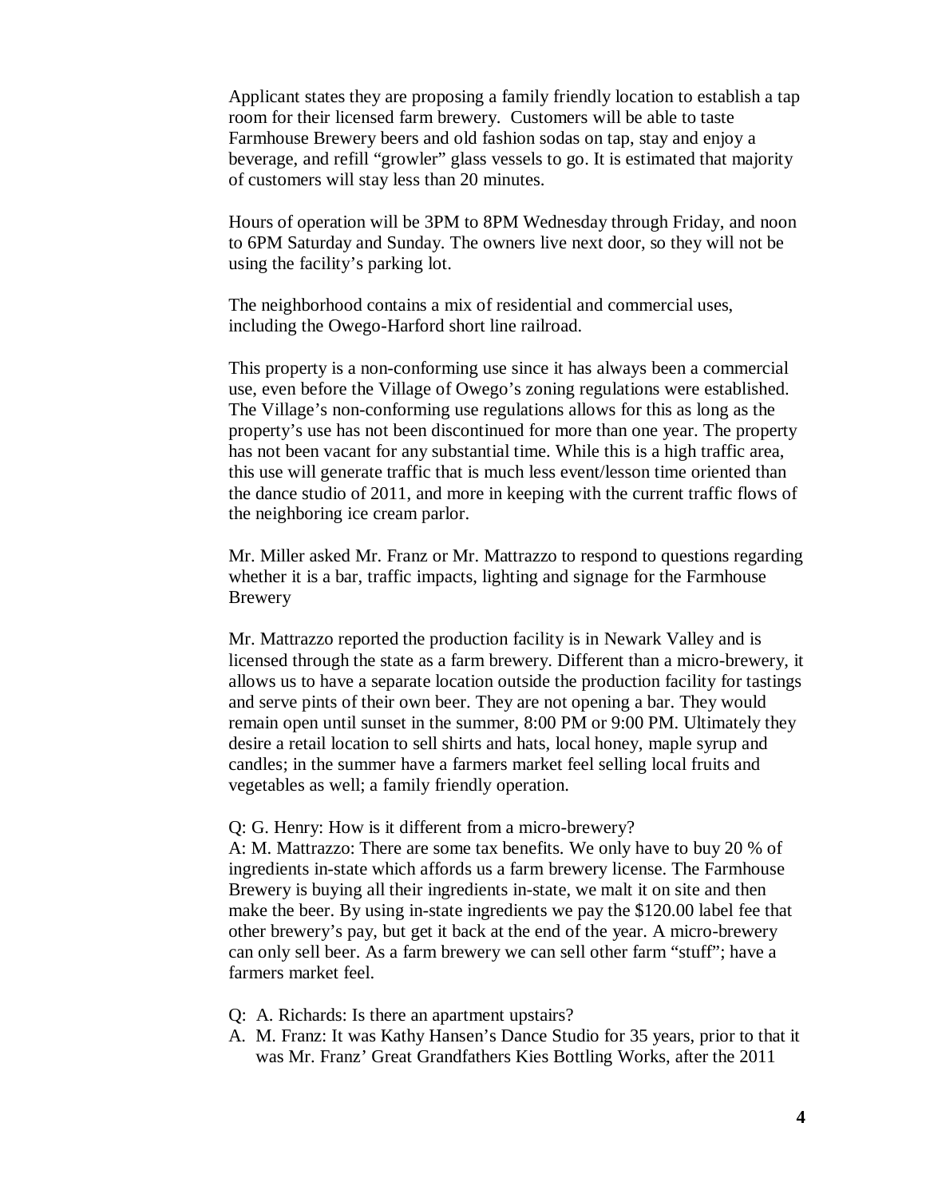Applicant states they are proposing a family friendly location to establish a tap room for their licensed farm brewery. Customers will be able to taste Farmhouse Brewery beers and old fashion sodas on tap, stay and enjoy a beverage, and refill "growler" glass vessels to go. It is estimated that majority of customers will stay less than 20 minutes.

Hours of operation will be 3PM to 8PM Wednesday through Friday, and noon to 6PM Saturday and Sunday. The owners live next door, so they will not be using the facility's parking lot.

The neighborhood contains a mix of residential and commercial uses, including the Owego-Harford short line railroad.

This property is a non-conforming use since it has always been a commercial use, even before the Village of Owego's zoning regulations were established. The Village's non-conforming use regulations allows for this as long as the property's use has not been discontinued for more than one year. The property has not been vacant for any substantial time. While this is a high traffic area, this use will generate traffic that is much less event/lesson time oriented than the dance studio of 2011, and more in keeping with the current traffic flows of the neighboring ice cream parlor.

Mr. Miller asked Mr. Franz or Mr. Mattrazzo to respond to questions regarding whether it is a bar, traffic impacts, lighting and signage for the Farmhouse Brewery

Mr. Mattrazzo reported the production facility is in Newark Valley and is licensed through the state as a farm brewery. Different than a micro-brewery, it allows us to have a separate location outside the production facility for tastings and serve pints of their own beer. They are not opening a bar. They would remain open until sunset in the summer, 8:00 PM or 9:00 PM. Ultimately they desire a retail location to sell shirts and hats, local honey, maple syrup and candles; in the summer have a farmers market feel selling local fruits and vegetables as well; a family friendly operation.

Q: G. Henry: How is it different from a micro-brewery?
A: M. Mattrazzo: There are some tax benefits. We only have to buy 20 % of ingredients in-state which affords us a farm brewery license. The Farmhouse Brewery is buying all their ingredients in-state, we malt it on site and then make the beer. By using in-state ingredients we pay the $120.00 label fee that other brewery's pay, but get it back at the end of the year. A micro-brewery can only sell beer. As a farm brewery we can sell other farm "stuff"; have a farmers market feel.

Q: A. Richards: Is there an apartment upstairs?
A. M. Franz: It was Kathy Hansen's Dance Studio for 35 years, prior to that it was Mr. Franz' Great Grandfathers Kies Bottling Works, after the 2011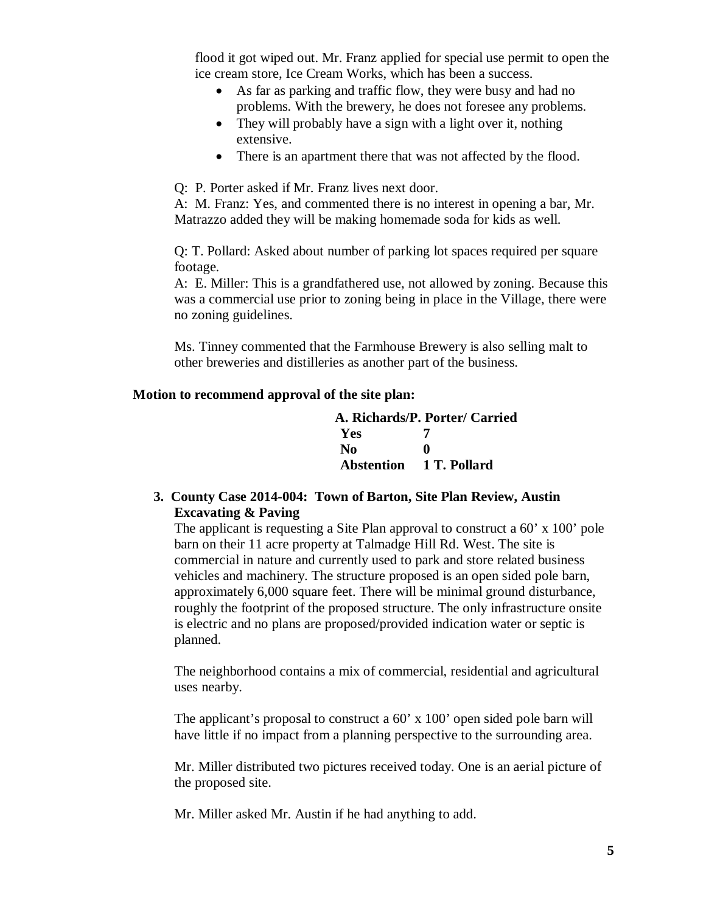flood it got wiped out. Mr. Franz applied for special use permit to open the ice cream store, Ice Cream Works, which has been a success.

- As far as parking and traffic flow, they were busy and had no problems. With the brewery, he does not foresee any problems.
- They will probably have a sign with a light over it, nothing extensive.
- There is an apartment there that was not affected by the flood.

Q: P. Porter asked if Mr. Franz lives next door.
A: M. Franz: Yes, and commented there is no interest in opening a bar, Mr. Matrazzo added they will be making homemade soda for kids as well.

Q: T. Pollard: Asked about number of parking lot spaces required per square footage.
A: E. Miller: This is a grandfathered use, not allowed by zoning. Because this was a commercial use prior to zoning being in place in the Village, there were no zoning guidelines.

Ms. Tinney commented that the Farmhouse Brewery is also selling malt to other breweries and distilleries as another part of the business.

**Motion to recommend approval of the site plan:**

**A. Richards/P. Porter/ Carried**

| | |
|---|---|
| **Yes** | **7** |
| **No** | **0** |
| **Abstention** | **1 T. Pollard** |

**3. County Case 2014-004: Town of Barton, Site Plan Review, Austin Excavating & Paving**

The applicant is requesting a Site Plan approval to construct a 60' x 100' pole barn on their 11 acre property at Talmadge Hill Rd. West. The site is commercial in nature and currently used to park and store related business vehicles and machinery. The structure proposed is an open sided pole barn, approximately 6,000 square feet. There will be minimal ground disturbance, roughly the footprint of the proposed structure. The only infrastructure onsite is electric and no plans are proposed/provided indication water or septic is planned.

The neighborhood contains a mix of commercial, residential and agricultural uses nearby.

The applicant's proposal to construct a 60' x 100' open sided pole barn will have little if no impact from a planning perspective to the surrounding area.

Mr. Miller distributed two pictures received today. One is an aerial picture of the proposed site.

Mr. Miller asked Mr. Austin if he had anything to add.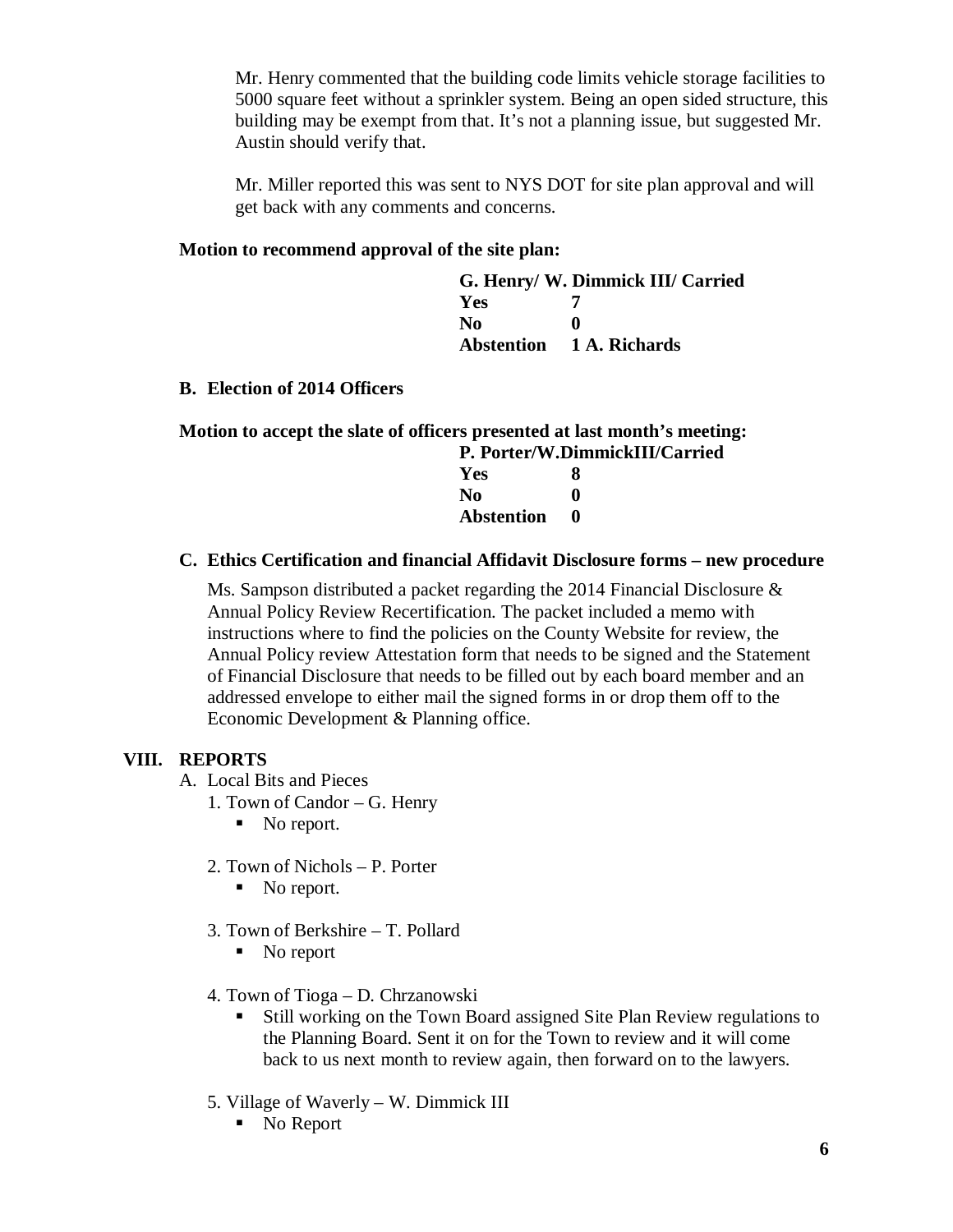Mr. Henry commented that the building code limits vehicle storage facilities to 5000 square feet without a sprinkler system. Being an open sided structure, this building may be exempt from that. It's not a planning issue, but suggested Mr. Austin should verify that.

Mr. Miller reported this was sent to NYS DOT for site plan approval and will get back with any comments and concerns.

**Motion to recommend approval of the site plan:**

**G. Henry/ W. Dimmick III/ Carried**
**Yes 7**
**No 0**
**Abstention 1 A. Richards**

**B. Election of 2014 Officers**

**Motion to accept the slate of officers presented at last month's meeting:**

**P. Porter/W.DimmickIII/Carried**
**Yes 8**
**No 0**
**Abstention 0**

**C. Ethics Certification and financial Affidavit Disclosure forms – new procedure**

Ms. Sampson distributed a packet regarding the 2014 Financial Disclosure & Annual Policy Review Recertification. The packet included a memo with instructions where to find the policies on the County Website for review, the Annual Policy review Attestation form that needs to be signed and the Statement of Financial Disclosure that needs to be filled out by each board member and an addressed envelope to either mail the signed forms in or drop them off to the Economic Development & Planning office.

## VIII. REPORTS

A. Local Bits and Pieces

1. Town of Candor – G. Henry
   - No report.

2. Town of Nichols – P. Porter
   - No report.

3. Town of Berkshire – T. Pollard
   - No report

4. Town of Tioga – D. Chrzanowski
   - Still working on the Town Board assigned Site Plan Review regulations to the Planning Board. Sent it on for the Town to review and it will come back to us next month to review again, then forward on to the lawyers.

5. Village of Waverly – W. Dimmick III
   - No Report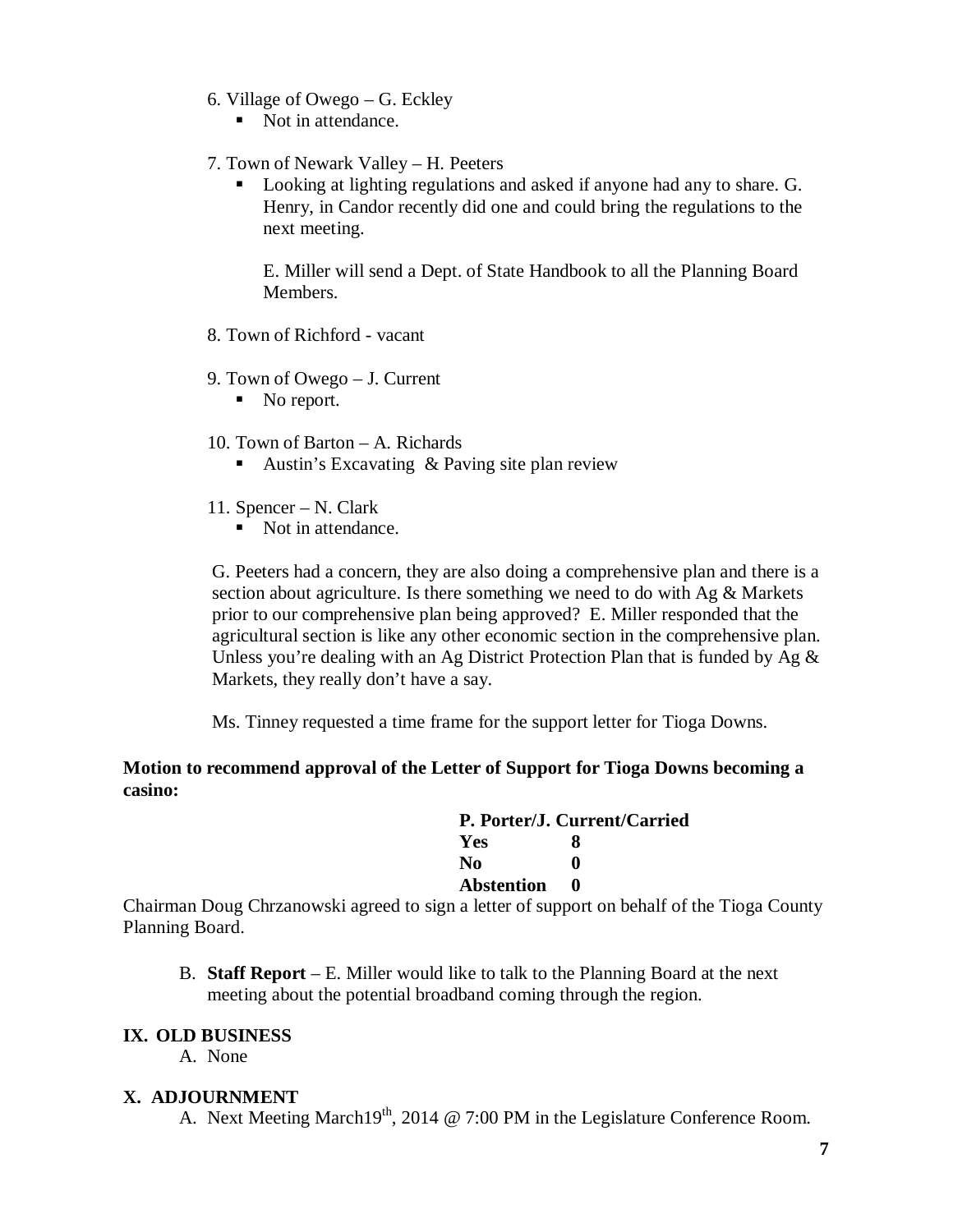6. Village of Owego – G. Eckley
   - Not in attendance.

7. Town of Newark Valley – H. Peeters
   - Looking at lighting regulations and asked if anyone had any to share. G. Henry, in Candor recently did one and could bring the regulations to the next meeting.

     E. Miller will send a Dept. of State Handbook to all the Planning Board Members.

8. Town of Richford - vacant

9. Town of Owego – J. Current
   - No report.

10. Town of Barton – A. Richards
    - Austin's Excavating & Paving site plan review

11. Spencer – N. Clark
    - Not in attendance.

G. Peeters had a concern, they are also doing a comprehensive plan and there is a section about agriculture. Is there something we need to do with Ag & Markets prior to our comprehensive plan being approved? E. Miller responded that the agricultural section is like any other economic section in the comprehensive plan. Unless you're dealing with an Ag District Protection Plan that is funded by Ag & Markets, they really don't have a say.

Ms. Tinney requested a time frame for the support letter for Tioga Downs.

**Motion to recommend approval of the Letter of Support for Tioga Downs becoming a casino:**

**P. Porter/J. Current/Carried**

| | |
|---|---|
| **Yes** | **8** |
| **No** | **0** |
| **Abstention** | **0** |

Chairman Doug Chrzanowski agreed to sign a letter of support on behalf of the Tioga County Planning Board.

B. **Staff Report** – E. Miller would like to talk to the Planning Board at the next meeting about the potential broadband coming through the region.

## IX. OLD BUSINESS

A. None

## X. ADJOURNMENT

A. Next Meeting March19th, 2014 @ 7:00 PM in the Legislature Conference Room.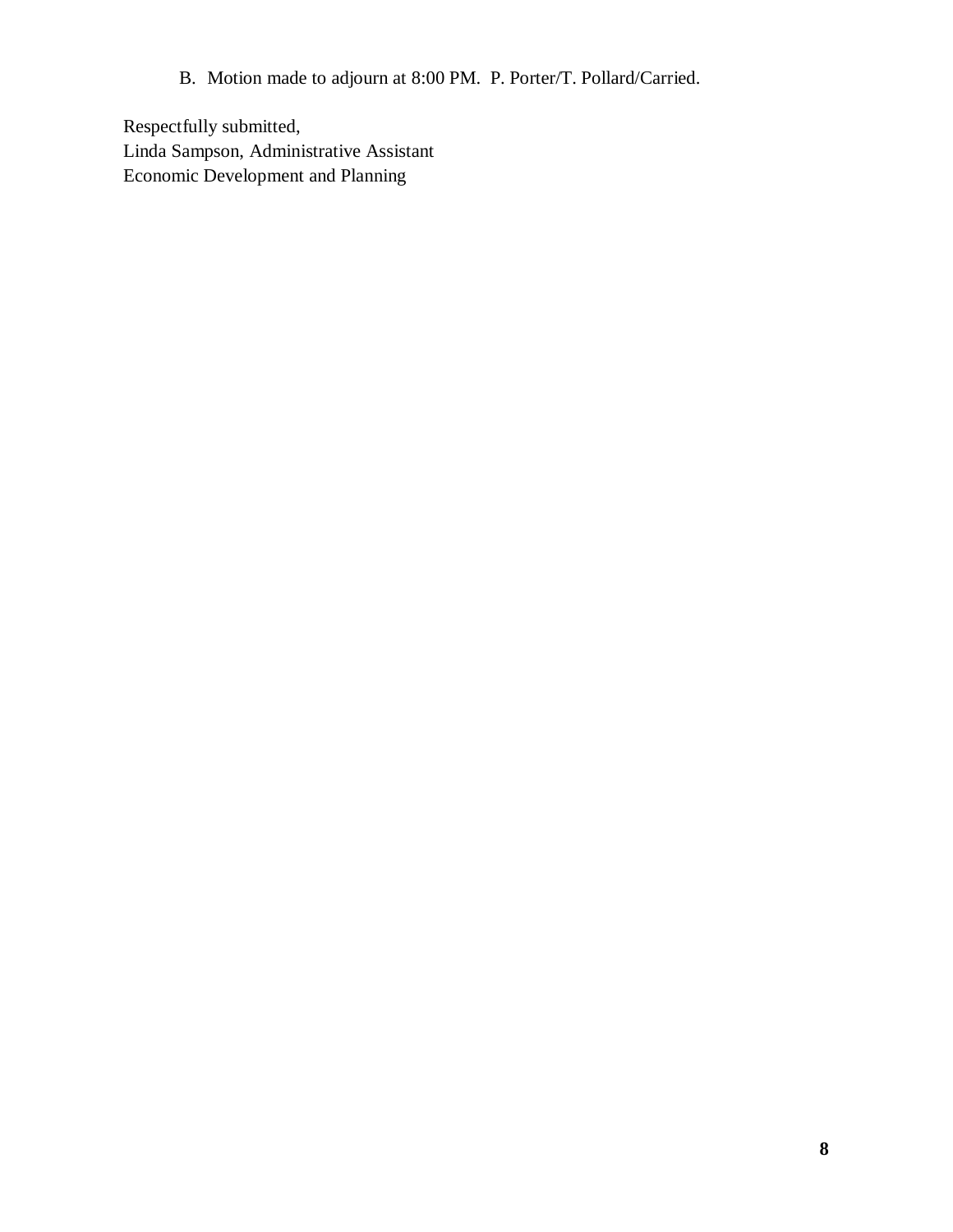B. Motion made to adjourn at 8:00 PM. P. Porter/T. Pollard/Carried.

Respectfully submitted,
Linda Sampson, Administrative Assistant
Economic Development and Planning